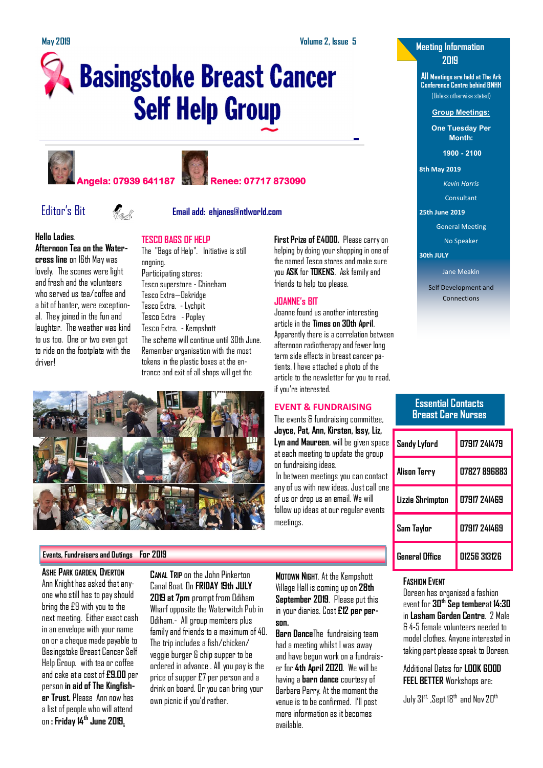May 2019 — Volume 2, Issue 5

# Basingstoke Breast Cancer Self Help Group

**Angela: 07939 641187**  **Renee: 07717 873090**

## Editor's Bit

**Email add: ehjanes@ntlworld.com**

**Hello Ladies.**

**Afternoon Tea on the Watercress line** on 16th May was lovely. The scones were light and fresh and the volunteers who served us tea/coffee and a bit of banter, were exceptional. They joined in the fun and laughter. The weather was kind to us too. One or two even got to ride on the footplate with the driver!

### TESCO BAGS OF HELP

The "Bags of Help". Initiative is still ongoing.

Participating stores:

Tesco superstore - Chineham
Tesco Extra—Oakridge
Tesco Extra. - Lychpit
Tesco Extra - Popley
Tesco Extra. - Kempshott

The scheme will continue until 30th June. Remember organisation with the most tokens in the plastic boxes at the entrance and exit of all shops will get the **First Prize of £4000.** Please carry on helping by doing your shopping in one of the named Tesco stores and make sure you **ASK** for **TOKENS**. Ask family and friends to help too please.

### JOANNE's BIT

Joanne found us another interesting article in the **Times on 30th April**. Apparently there is a correlation between afternoon radiotherapy and fewer long term side effects in breast cancer patients. I have attached a photo of the article to the newsletter for you to read, if you're interested.

### EVENT & FUNDRAISING

The events & fundraising committee, **Joyce, Pat, Ann, Kirsten, Issy, Liz, Lyn and Maureen**, will be given space at each meeting to update the group on fundraising ideas.

In between meetings you can contact any of us with new ideas. Just call one of us or drop us an email. We will follow up ideas at our regular events meetings.

## Events, Fundraisers and Outings For 2019

**ASHE PARK GARDEN, OVERTON**
Ann Knight has asked that anyone who still has to pay should bring the £9 with you to the next meeting. Either exact cash in an envelope with your name on or a cheque made payable to Basingstoke Breast Cancer Self Help Group. with tea or coffee and cake at a cost of **£9.00** per person **in aid of The Kingfisher Trust.** Please Ann now has a list of people who will attend on : **Friday 14th June 2019.**

**CANAL TRIP** on the John Pinkerton Canal Boat. On **FRIDAY 19th JULY 2019 at 7pm** prompt from Odiham Wharf opposite the Waterwitch Pub in Odiham.- All group members plus family and friends to a maximum of 40. The trip includes a fish/chicken/veggie burger & chip supper to be ordered in advance . All you pay is the price of supper £7 per person and a drink on board. Or you can bring your own picnic if you'd rather.

**MOTOWN NIGHT**. At the Kempshott Village Hall is coming up on **28th September 2019.** Please put this in your diaries. Cost **£12 per person.**

**Barn Dance** The fundraising team had a meeting whilst I was away and have begun work on a fundraiser for **4th April 2020**. We will be having a **barn dance** courtesy of Barbara Parry. At the moment the venue is to be confirmed. I'll post more information as it becomes available.

## Meeting Information 2019

**All Meetings are held at The Ark Conference Centre behind BNHH**
(Unless otherwise stated)

**Group Meetings:**

**One Tuesday Per Month:**

**1900 - 2100**

**8th May 2019**
*Kevin Harris*
Consultant

**25th June 2019**
General Meeting
No Speaker

**30th JULY**
Jane Meakin
Self Development and Connections

## Essential Contacts Breast Care Nurses

| Name | Number |
|---|---|
| Sandy Lyford | 07917 241479 |
| Alison Terry | 07827 896883 |
| Lizzie Shrimpton | 07917 241469 |
| Sam Taylor | 07917 241469 |
| General Office | 01256 313126 |

**FASHION EVENT**
Doreen has organised a fashion event for **30th Sep temberat 14:30** in **Lasham Garden Centre**. 2 Male & 4-5 female volunteers needed to model clothes. Anyone interested in taking part please speak to Doreen.

Additional Dates for **LOOK GOOD FEEL BETTER** Workshops are:

July 31st, Sept 18th and Nov 20th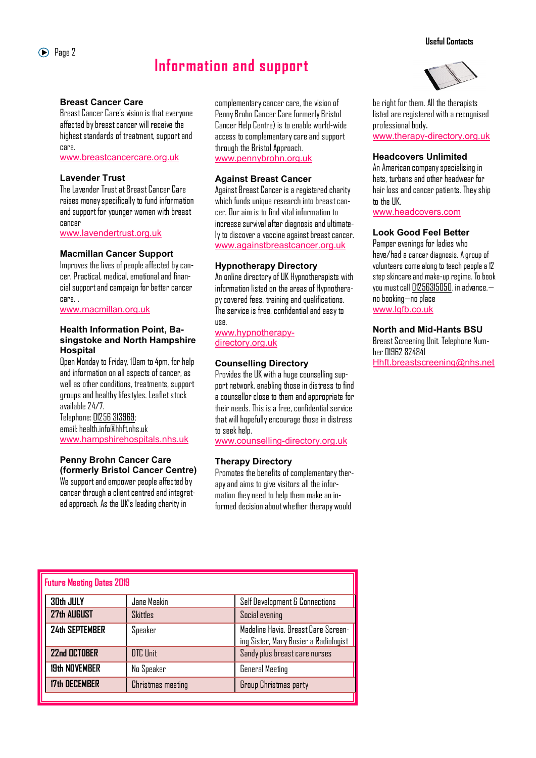# Information and support

Useful Contacts

### Breast Cancer Care

Breast Cancer Care's vision is that everyone affected by breast cancer will receive the highest standards of treatment, support and care.
www.breastcancercare.org.uk

### Lavender Trust

The Lavender Trust at Breast Cancer Care raises money specifically to fund information and support for younger women with breast cancer
www.lavendertrust.org.uk

### Macmillan Cancer Support

Improves the lives of people affected by cancer. Practical, medical, emotional and financial support and campaign for better cancer care. .
www.macmillan.org.uk

### Health Information Point, Basingstoke and North Hampshire Hospital

Open Monday to Friday, 10am to 4pm, for help and information on all aspects of cancer, as well as other conditions, treatments, support groups and healthy lifestyles. Leaflet stock available 24/7.
Telephone: 01256 313969;
email: health.info@hhft.nhs.uk
www.hampshirehospitals.nhs.uk

### Penny Brohn Cancer Care (formerly Bristol Cancer Centre)

We support and empower people affected by cancer through a client centred and integrated approach. As the UK's leading charity in complementary cancer care, the vision of Penny Brohn Cancer Care formerly Bristol Cancer Help Centre) is to enable world-wide access to complementary care and support through the Bristol Approach.
www.pennybrohn.org.uk

### Against Breast Cancer

Against Breast Cancer is a registered charity which funds unique research into breast cancer. Our aim is to find vital information to increase survival after diagnosis and ultimately to discover a vaccine against breast cancer.
www.againstbreastcancer.org.uk

### Hypnotherapy Directory

An online directory of UK Hypnotherapists with information listed on the areas of Hypnotherapy covered fees, training and qualifications. The service is free, confidential and easy to use.
www.hypnotherapy-directory.org.uk

### Counselling Directory

Provides the UK with a huge counselling support network, enabling those in distress to find a counsellor close to them and appropriate for their needs. This is a free, confidential service that will hopefully encourage those in distress to seek help.
www.counselling-directory.org.uk

### Therapy Directory

Promotes the benefits of complementary therapy and aims to give visitors all the information they need to help them make an informed decision about whether therapy would be right for them. All the therapists listed are registered with a recognised professional body.
www.therapy-directory.org.uk

### Headcovers Unlimited

An American company specialising in hats, turbans and other headwear for hair loss and cancer patients. They ship to the UK.
www.headcovers.com

### Look Good Feel Better

Pamper evenings for ladies who have/had a cancer diagnosis. A group of volunteers come along to teach people a 12 step skincare and make-up regime. To book you must call 01256315050. in advance.—no booking—no place
www.lgfb.co.uk

### North and Mid-Hants BSU

Breast Screening Unit. Telephone Number 01962 824841
Hhft.breastscreening@nhs.net

**Future Meeting Dates 2019**

| | | |
|---|---|---|
| 30th JULY | Jane Meakin | Self Development & Connections |
| 27th AUGUST | Skittles | Social evening |
| 24th SEPTEMBER | Speaker | Madeline Havis, Breast Care Screening Sister, Mary Bosier a Radiologist |
| 22nd OCTOBER | DTC Unit | Sandy plus breast care nurses |
| 19th NOVEMBER | No Speaker | General Meeting |
| 17th DECEMBER | Christmas meeting | Group Christmas party |